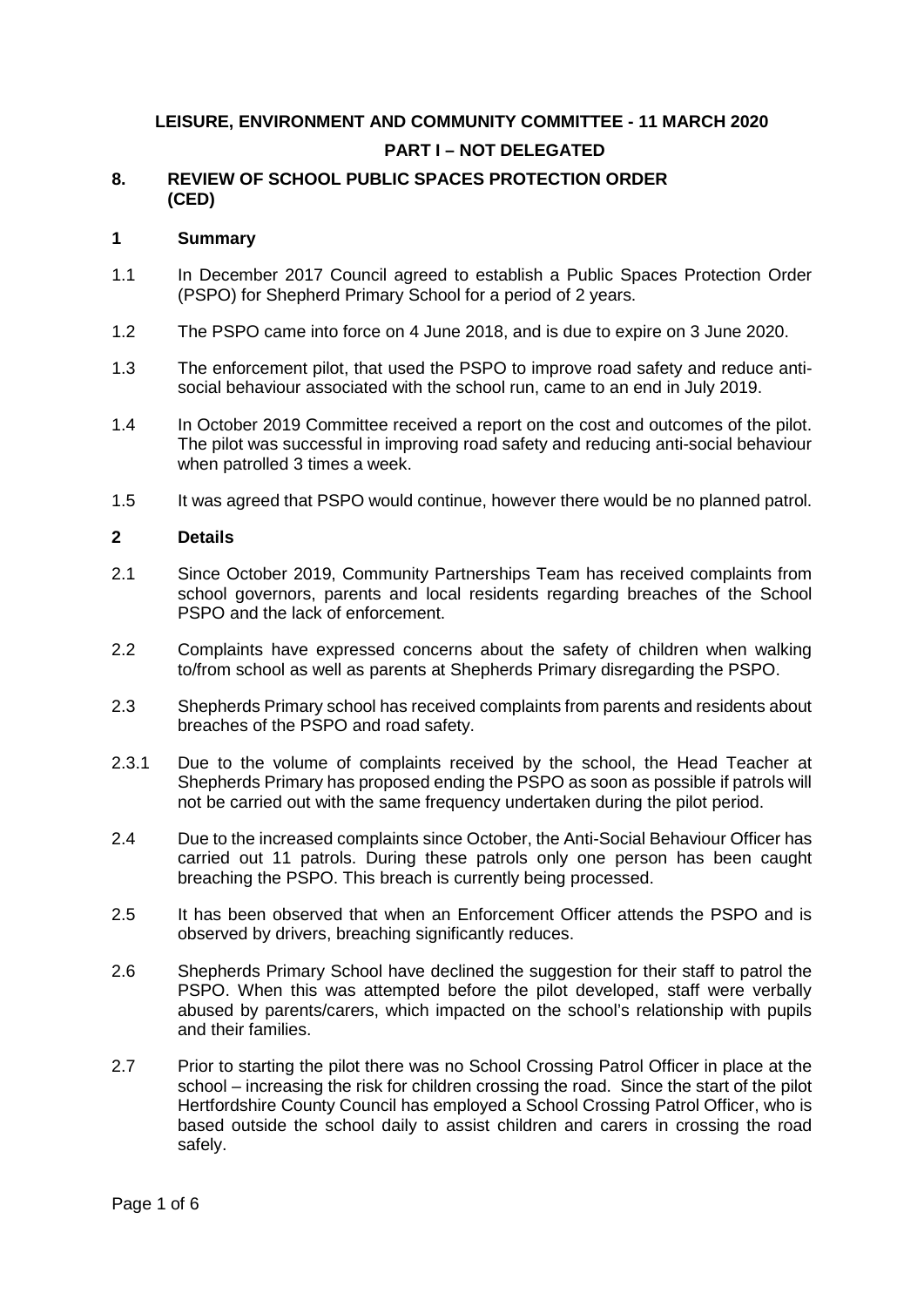**LEISURE, ENVIRONMENT AND COMMUNITY COMMITTEE - 11 MARCH 2020**

**PART I – NOT DELEGATED**

## 8. REVIEW OF SCHOOL PUBLIC SPACES PROTECTION ORDER (CED)

### 1 Summary

1.1 In December 2017 Council agreed to establish a Public Spaces Protection Order (PSPO) for Shepherd Primary School for a period of 2 years.

1.2 The PSPO came into force on 4 June 2018, and is due to expire on 3 June 2020.

1.3 The enforcement pilot, that used the PSPO to improve road safety and reduce anti-social behaviour associated with the school run, came to an end in July 2019.

1.4 In October 2019 Committee received a report on the cost and outcomes of the pilot. The pilot was successful in improving road safety and reducing anti-social behaviour when patrolled 3 times a week.

1.5 It was agreed that PSPO would continue, however there would be no planned patrol.

### 2 Details

2.1 Since October 2019, Community Partnerships Team has received complaints from school governors, parents and local residents regarding breaches of the School PSPO and the lack of enforcement.

2.2 Complaints have expressed concerns about the safety of children when walking to/from school as well as parents at Shepherds Primary disregarding the PSPO.

2.3 Shepherds Primary school has received complaints from parents and residents about breaches of the PSPO and road safety.

2.3.1 Due to the volume of complaints received by the school, the Head Teacher at Shepherds Primary has proposed ending the PSPO as soon as possible if patrols will not be carried out with the same frequency undertaken during the pilot period.

2.4 Due to the increased complaints since October, the Anti-Social Behaviour Officer has carried out 11 patrols. During these patrols only one person has been caught breaching the PSPO. This breach is currently being processed.

2.5 It has been observed that when an Enforcement Officer attends the PSPO and is observed by drivers, breaching significantly reduces.

2.6 Shepherds Primary School have declined the suggestion for their staff to patrol the PSPO. When this was attempted before the pilot developed, staff were verbally abused by parents/carers, which impacted on the school's relationship with pupils and their families.

2.7 Prior to starting the pilot there was no School Crossing Patrol Officer in place at the school – increasing the risk for children crossing the road. Since the start of the pilot Hertfordshire County Council has employed a School Crossing Patrol Officer, who is based outside the school daily to assist children and carers in crossing the road safely.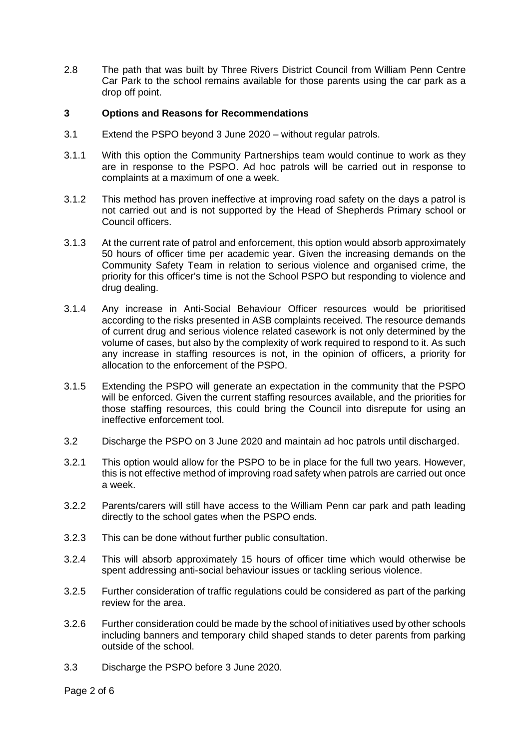2.8 The path that was built by Three Rivers District Council from William Penn Centre Car Park to the school remains available for those parents using the car park as a drop off point.

## 3 Options and Reasons for Recommendations

3.1 Extend the PSPO beyond 3 June 2020 – without regular patrols.

3.1.1 With this option the Community Partnerships team would continue to work as they are in response to the PSPO. Ad hoc patrols will be carried out in response to complaints at a maximum of one a week.

3.1.2 This method has proven ineffective at improving road safety on the days a patrol is not carried out and is not supported by the Head of Shepherds Primary school or Council officers.

3.1.3 At the current rate of patrol and enforcement, this option would absorb approximately 50 hours of officer time per academic year. Given the increasing demands on the Community Safety Team in relation to serious violence and organised crime, the priority for this officer's time is not the School PSPO but responding to violence and drug dealing.

3.1.4 Any increase in Anti-Social Behaviour Officer resources would be prioritised according to the risks presented in ASB complaints received. The resource demands of current drug and serious violence related casework is not only determined by the volume of cases, but also by the complexity of work required to respond to it. As such any increase in staffing resources is not, in the opinion of officers, a priority for allocation to the enforcement of the PSPO.

3.1.5 Extending the PSPO will generate an expectation in the community that the PSPO will be enforced. Given the current staffing resources available, and the priorities for those staffing resources, this could bring the Council into disrepute for using an ineffective enforcement tool.

3.2 Discharge the PSPO on 3 June 2020 and maintain ad hoc patrols until discharged.

3.2.1 This option would allow for the PSPO to be in place for the full two years. However, this is not effective method of improving road safety when patrols are carried out once a week.

3.2.2 Parents/carers will still have access to the William Penn car park and path leading directly to the school gates when the PSPO ends.

3.2.3 This can be done without further public consultation.

3.2.4 This will absorb approximately 15 hours of officer time which would otherwise be spent addressing anti-social behaviour issues or tackling serious violence.

3.2.5 Further consideration of traffic regulations could be considered as part of the parking review for the area.

3.2.6 Further consideration could be made by the school of initiatives used by other schools including banners and temporary child shaped stands to deter parents from parking outside of the school.

3.3 Discharge the PSPO before 3 June 2020.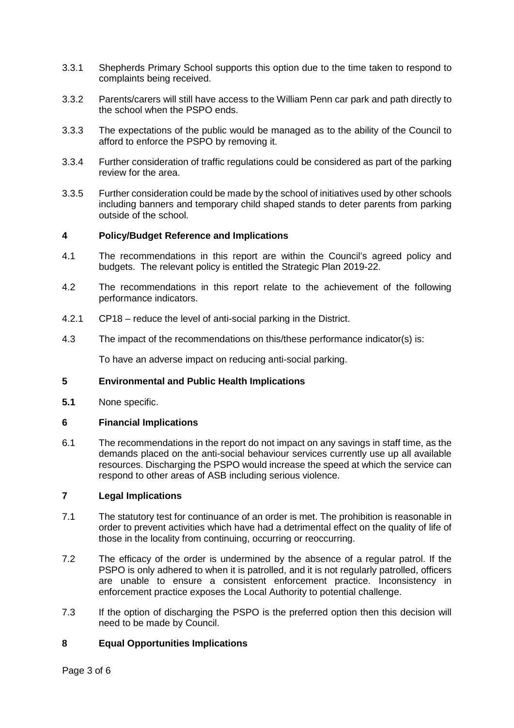3.3.1 Shepherds Primary School supports this option due to the time taken to respond to complaints being received.

3.3.2 Parents/carers will still have access to the William Penn car park and path directly to the school when the PSPO ends.

3.3.3 The expectations of the public would be managed as to the ability of the Council to afford to enforce the PSPO by removing it.

3.3.4 Further consideration of traffic regulations could be considered as part of the parking review for the area.

3.3.5 Further consideration could be made by the school of initiatives used by other schools including banners and temporary child shaped stands to deter parents from parking outside of the school.

## 4 Policy/Budget Reference and Implications

4.1 The recommendations in this report are within the Council's agreed policy and budgets. The relevant policy is entitled the Strategic Plan 2019-22.

4.2 The recommendations in this report relate to the achievement of the following performance indicators.

4.2.1 CP18 – reduce the level of anti-social parking in the District.

4.3 The impact of the recommendations on this/these performance indicator(s) is:

To have an adverse impact on reducing anti-social parking.

## 5 Environmental and Public Health Implications

**5.1** None specific.

## 6 Financial Implications

6.1 The recommendations in the report do not impact on any savings in staff time, as the demands placed on the anti-social behaviour services currently use up all available resources. Discharging the PSPO would increase the speed at which the service can respond to other areas of ASB including serious violence.

## 7 Legal Implications

7.1 The statutory test for continuance of an order is met. The prohibition is reasonable in order to prevent activities which have had a detrimental effect on the quality of life of those in the locality from continuing, occurring or reoccurring.

7.2 The efficacy of the order is undermined by the absence of a regular patrol. If the PSPO is only adhered to when it is patrolled, and it is not regularly patrolled, officers are unable to ensure a consistent enforcement practice. Inconsistency in enforcement practice exposes the Local Authority to potential challenge.

7.3 If the option of discharging the PSPO is the preferred option then this decision will need to be made by Council.

## 8 Equal Opportunities Implications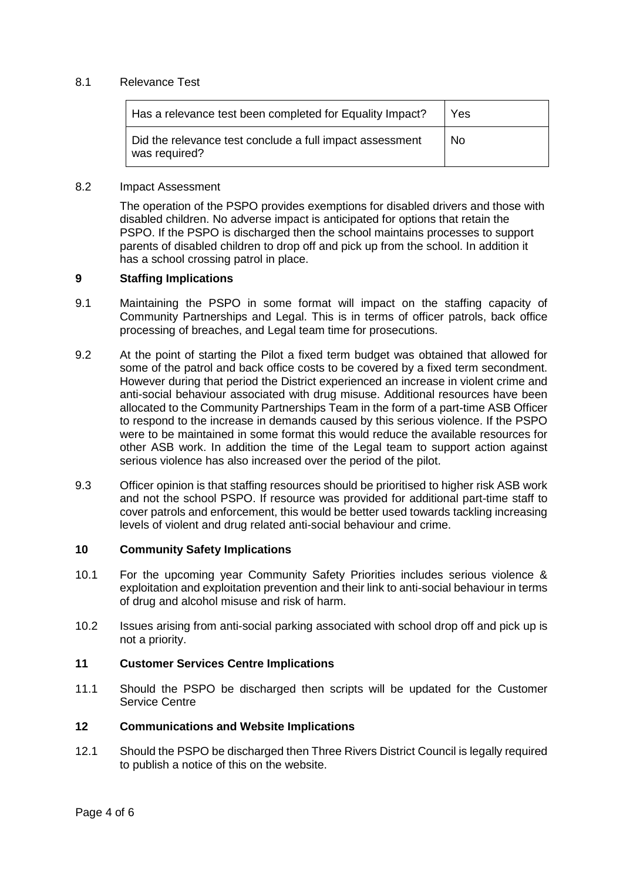8.1 Relevance Test

| Has a relevance test been completed for Equality Impact? | Yes |
| --- | --- |
| Did the relevance test conclude a full impact assessment was required? | No |

8.2 Impact Assessment

The operation of the PSPO provides exemptions for disabled drivers and those with disabled children. No adverse impact is anticipated for options that retain the PSPO. If the PSPO is discharged then the school maintains processes to support parents of disabled children to drop off and pick up from the school. In addition it has a school crossing patrol in place.

## 9 Staffing Implications

9.1 Maintaining the PSPO in some format will impact on the staffing capacity of Community Partnerships and Legal. This is in terms of officer patrols, back office processing of breaches, and Legal team time for prosecutions.

9.2 At the point of starting the Pilot a fixed term budget was obtained that allowed for some of the patrol and back office costs to be covered by a fixed term secondment. However during that period the District experienced an increase in violent crime and anti-social behaviour associated with drug misuse. Additional resources have been allocated to the Community Partnerships Team in the form of a part-time ASB Officer to respond to the increase in demands caused by this serious violence. If the PSPO were to be maintained in some format this would reduce the available resources for other ASB work. In addition the time of the Legal team to support action against serious violence has also increased over the period of the pilot.

9.3 Officer opinion is that staffing resources should be prioritised to higher risk ASB work and not the school PSPO. If resource was provided for additional part-time staff to cover patrols and enforcement, this would be better used towards tackling increasing levels of violent and drug related anti-social behaviour and crime.

## 10 Community Safety Implications

10.1 For the upcoming year Community Safety Priorities includes serious violence & exploitation and exploitation prevention and their link to anti-social behaviour in terms of drug and alcohol misuse and risk of harm.

10.2 Issues arising from anti-social parking associated with school drop off and pick up is not a priority.

## 11 Customer Services Centre Implications

11.1 Should the PSPO be discharged then scripts will be updated for the Customer Service Centre

## 12 Communications and Website Implications

12.1 Should the PSPO be discharged then Three Rivers District Council is legally required to publish a notice of this on the website.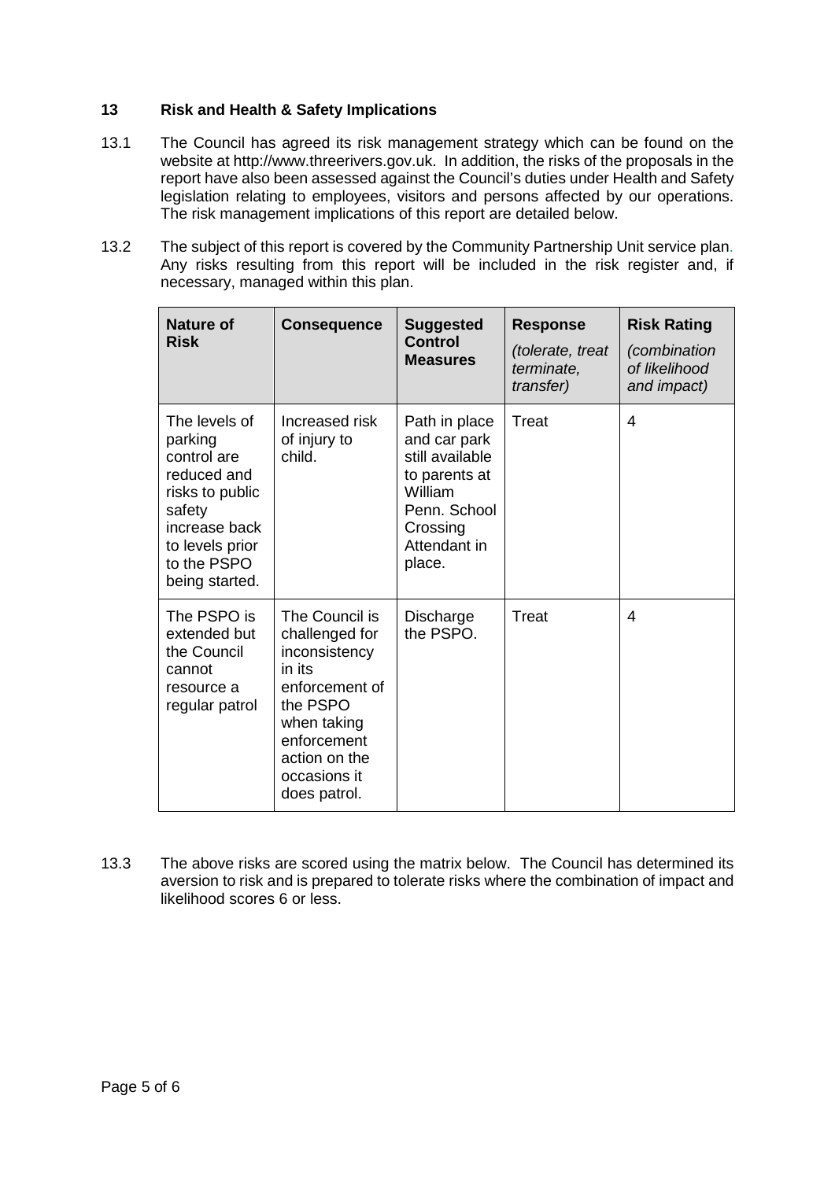## 13 Risk and Health & Safety Implications

13.1 The Council has agreed its risk management strategy which can be found on the website at http://www.threerivers.gov.uk. In addition, the risks of the proposals in the report have also been assessed against the Council's duties under Health and Safety legislation relating to employees, visitors and persons affected by our operations. The risk management implications of this report are detailed below.

13.2 The subject of this report is covered by the Community Partnership Unit service plan. Any risks resulting from this report will be included in the risk register and, if necessary, managed within this plan.

| **Nature of Risk** | **Consequence** | **Suggested Control Measures** | **Response** *(tolerate, treat terminate, transfer)* | **Risk Rating** *(combination of likelihood and impact)* |
|---|---|---|---|---|
| The levels of parking control are reduced and risks to public safety increase back to levels prior to the PSPO being started. | Increased risk of injury to child. | Path in place and car park still available to parents at William Penn. School Crossing Attendant in place. | Treat | 4 |
| The PSPO is extended but the Council cannot resource a regular patrol | The Council is challenged for inconsistency in its enforcement of the PSPO when taking enforcement action on the occasions it does patrol. | Discharge the PSPO. | Treat | 4 |

13.3 The above risks are scored using the matrix below. The Council has determined its aversion to risk and is prepared to tolerate risks where the combination of impact and likelihood scores 6 or less.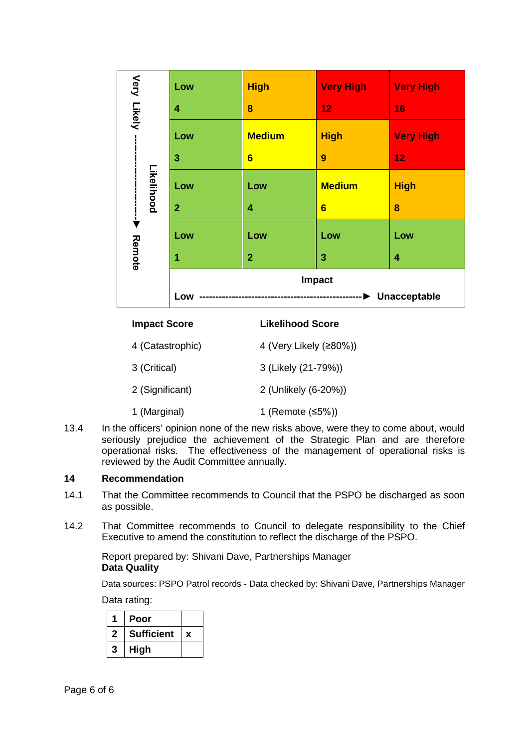| Likelihood (Very Likely → Remote) | | | | |
|---|---|---|---|---|
| | Low 4 | High 8 | Very High 12 | Very High 16 |
| | Low 3 | Medium 6 | High 9 | Very High 12 |
| | Low 2 | Low 4 | Medium 6 | High 8 |
| | Low 1 | Low 2 | Low 3 | Low 4 |
| | Impact: Low → Unacceptable | | | |

| Impact Score | Likelihood Score |
|---|---|
| 4 (Catastrophic) | 4 (Very Likely (≥80%)) |
| 3 (Critical) | 3 (Likely (21-79%)) |
| 2 (Significant) | 2 (Unlikely (6-20%)) |
| 1 (Marginal) | 1 (Remote (≤5%)) |

13.4 In the officers' opinion none of the new risks above, were they to come about, would seriously prejudice the achievement of the Strategic Plan and are therefore operational risks. The effectiveness of the management of operational risks is reviewed by the Audit Committee annually.

## 14 Recommendation

14.1 That the Committee recommends to Council that the PSPO be discharged as soon as possible.

14.2 That Committee recommends to Council to delegate responsibility to the Chief Executive to amend the constitution to reflect the discharge of the PSPO.

Report prepared by: Shivani Dave, Partnerships Manager

**Data Quality**

Data sources: PSPO Patrol records - Data checked by: Shivani Dave, Partnerships Manager

Data rating:

| | | |
|---|---|---|
| 1 | **Poor** | |
| 2 | **Sufficient** | x |
| 3 | **High** | |